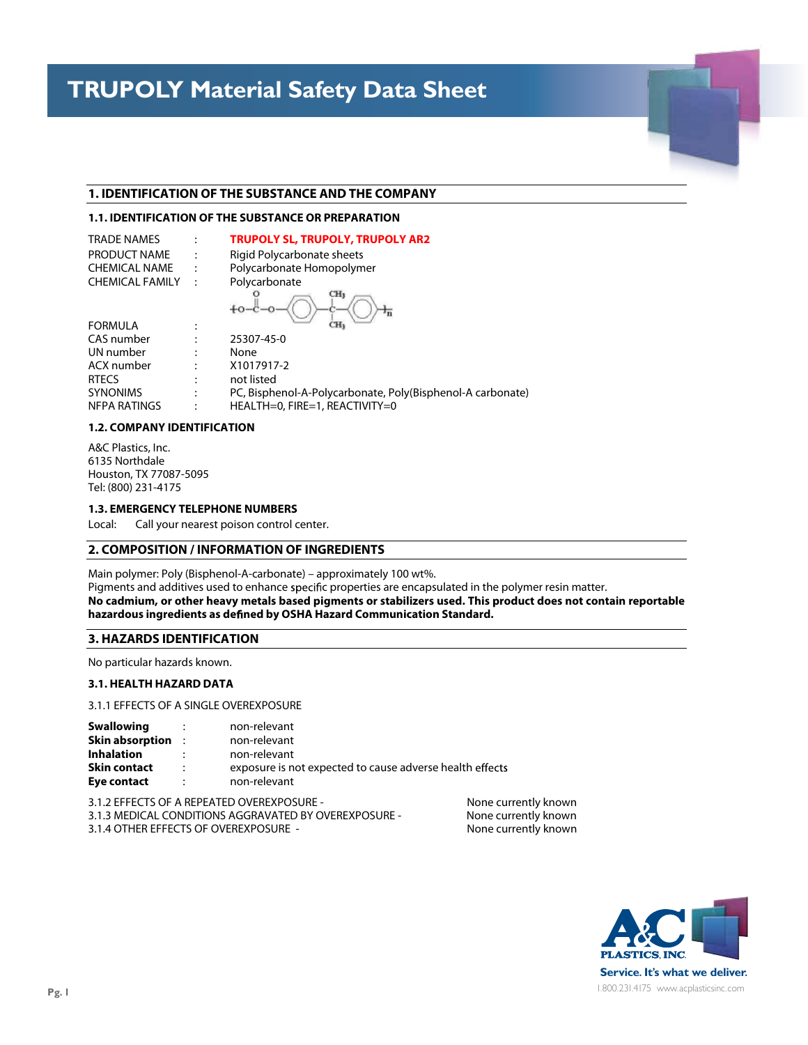# TRUPOLY Material Safety Data Sheet

## 1. IDENTIFICATION OF THE SUBSTANCE AND THE COMPANY

### 1.1. IDENTIFICATION OF THE SUBSTANCE OR PREPARATION

| | | |
|---|---|---|
| TRADE NAMES | : | **TRUPOLY SL, TRUPOLY, TRUPOLY AR2** |
| PRODUCT NAME | : | Rigid Polycarbonate sheets |
| CHEMICAL NAME | : | Polycarbonate Homopolymer |
| CHEMICAL FAMILY | : | Polycarbonate |
| FORMULA | : | $-[O-C(=O)-O-C_6H_4-C(CH_3)_2-C_6H_4]_n-$ |
| CAS number | : | 25307-45-0 |
| UN number | : | None |
| ACX number | : | X1017917-2 |
| RTECS | : | not listed |
| SYNONIMS | : | PC, Bisphenol-A-Polycarbonate, Poly(Bisphenol-A carbonate) |
| NFPA RATINGS | : | HEALTH=0, FIRE=1, REACTIVITY=0 |

### 1.2. COMPANY IDENTIFICATION

A&C Plastics, Inc.
6135 Northdale
Houston, TX 77087-5095
Tel: (800) 231-4175

### 1.3. EMERGENCY TELEPHONE NUMBERS

Local: Call your nearest poison control center.

## 2. COMPOSITION / INFORMATION OF INGREDIENTS

Main polymer: Poly (Bisphenol-A-carbonate) – approximately 100 wt%.
Pigments and additives used to enhance specific properties are encapsulated in the polymer resin matter.
**No cadmium, or other heavy metals based pigments or stabilizers used. This product does not contain reportable hazardous ingredients as defined by OSHA Hazard Communication Standard.**

## 3. HAZARDS IDENTIFICATION

No particular hazards known.

### 3.1. HEALTH HAZARD DATA

3.1.1 EFFECTS OF A SINGLE OVEREXPOSURE

| | | |
|---|---|---|
| **Swallowing** | : | non-relevant |
| **Skin absorption** | : | non-relevant |
| **Inhalation** | : | non-relevant |
| **Skin contact** | : | exposure is not expected to cause adverse health effects |
| **Eye contact** | : | non-relevant |

| | |
|---|---|
| 3.1.2 EFFECTS OF A REPEATED OVEREXPOSURE - | None currently known |
| 3.1.3 MEDICAL CONDITIONS AGGRAVATED BY OVEREXPOSURE - | None currently known |
| 3.1.4 OTHER EFFECTS OF OVEREXPOSURE - | None currently known |

A&C PLASTICS, INC.
Service. It's what we deliver.
1.800.231.4175 www.acplasticsinc.com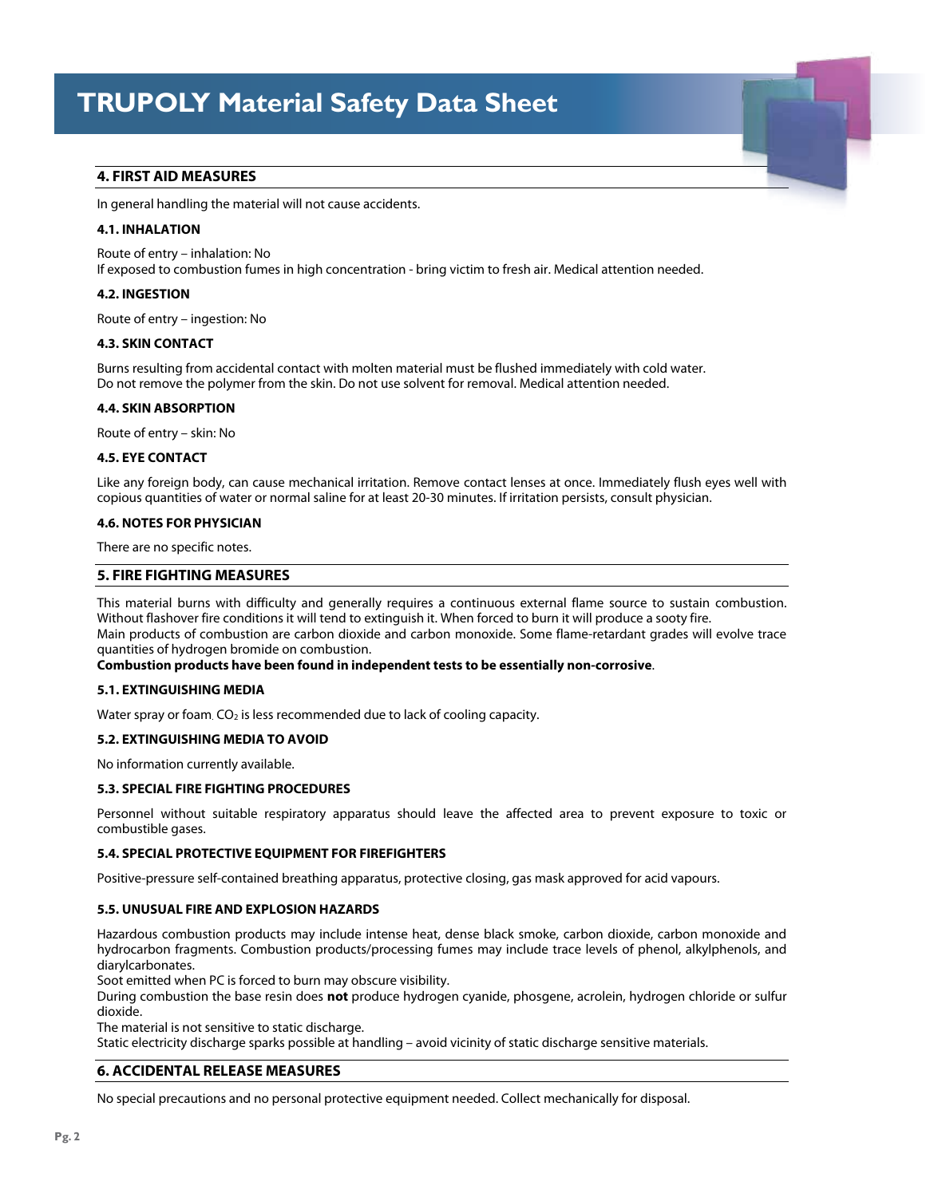# TRUPOLY Material Safety Data Sheet

## 4. FIRST AID MEASURES

In general handling the material will not cause accidents.

### 4.1. INHALATION

Route of entry – inhalation: No
If exposed to combustion fumes in high concentration - bring victim to fresh air. Medical attention needed.

### 4.2. INGESTION

Route of entry – ingestion: No

### 4.3. SKIN CONTACT

Burns resulting from accidental contact with molten material must be flushed immediately with cold water.
Do not remove the polymer from the skin. Do not use solvent for removal. Medical attention needed.

### 4.4. SKIN ABSORPTION

Route of entry – skin: No

### 4.5. EYE CONTACT

Like any foreign body, can cause mechanical irritation. Remove contact lenses at once. Immediately flush eyes well with copious quantities of water or normal saline for at least 20-30 minutes. If irritation persists, consult physician.

### 4.6. NOTES FOR PHYSICIAN

There are no specific notes.

## 5. FIRE FIGHTING MEASURES

This material burns with difficulty and generally requires a continuous external flame source to sustain combustion. Without flashover fire conditions it will tend to extinguish it. When forced to burn it will produce a sooty fire.
Main products of combustion are carbon dioxide and carbon monoxide. Some flame-retardant grades will evolve trace quantities of hydrogen bromide on combustion.
**Combustion products have been found in independent tests to be essentially non-corrosive**.

### 5.1. EXTINGUISHING MEDIA

Water spray or foam. $CO_2$ is less recommended due to lack of cooling capacity.

### 5.2. EXTINGUISHING MEDIA TO AVOID

No information currently available.

### 5.3. SPECIAL FIRE FIGHTING PROCEDURES

Personnel without suitable respiratory apparatus should leave the affected area to prevent exposure to toxic or combustible gases.

### 5.4. SPECIAL PROTECTIVE EQUIPMENT FOR FIREFIGHTERS

Positive-pressure self-contained breathing apparatus, protective closing, gas mask approved for acid vapours.

### 5.5. UNUSUAL FIRE AND EXPLOSION HAZARDS

Hazardous combustion products may include intense heat, dense black smoke, carbon dioxide, carbon monoxide and hydrocarbon fragments. Combustion products/processing fumes may include trace levels of phenol, alkylphenols, and diarylcarbonates.
Soot emitted when PC is forced to burn may obscure visibility.
During combustion the base resin does **not** produce hydrogen cyanide, phosgene, acrolein, hydrogen chloride or sulfur dioxide.
The material is not sensitive to static discharge.
Static electricity discharge sparks possible at handling – avoid vicinity of static discharge sensitive materials.

## 6. ACCIDENTAL RELEASE MEASURES

No special precautions and no personal protective equipment needed. Collect mechanically for disposal.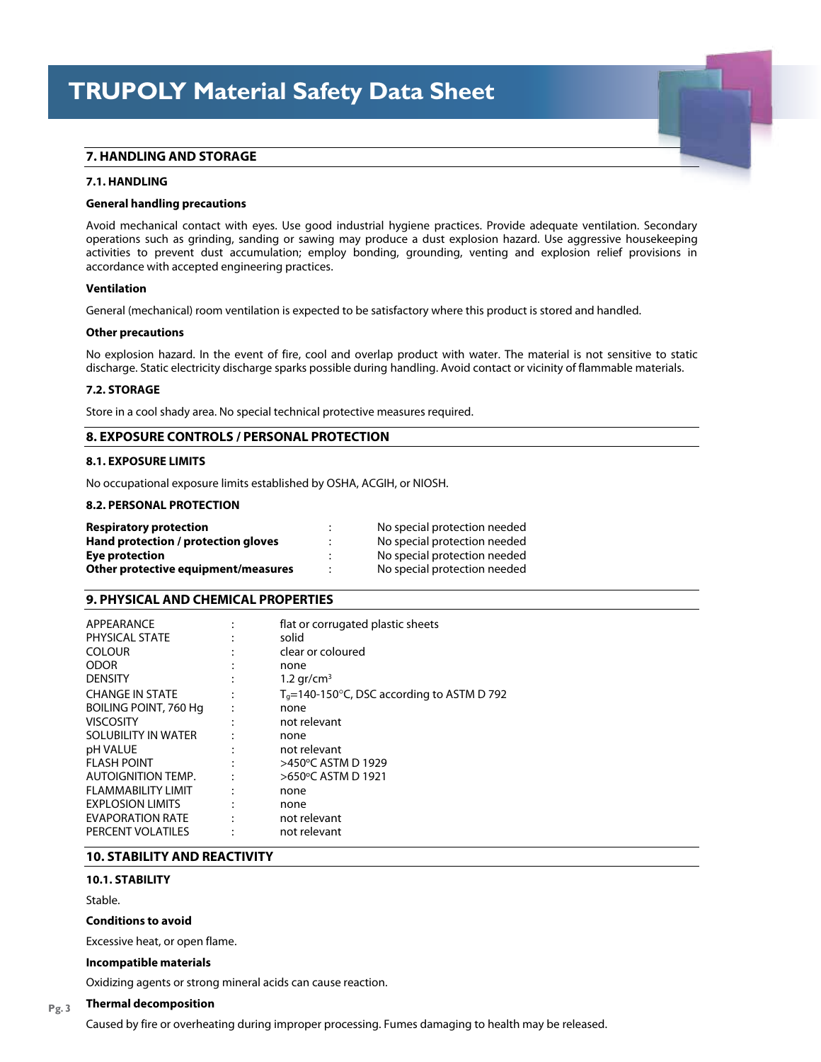## 7. HANDLING AND STORAGE

### 7.1. HANDLING

**General handling precautions**

Avoid mechanical contact with eyes. Use good industrial hygiene practices. Provide adequate ventilation. Secondary operations such as grinding, sanding or sawing may produce a dust explosion hazard. Use aggressive housekeeping activities to prevent dust accumulation; employ bonding, grounding, venting and explosion relief provisions in accordance with accepted engineering practices.

**Ventilation**

General (mechanical) room ventilation is expected to be satisfactory where this product is stored and handled.

**Other precautions**

No explosion hazard. In the event of fire, cool and overlap product with water. The material is not sensitive to static discharge. Static electricity discharge sparks possible during handling. Avoid contact or vicinity of flammable materials.

### 7.2. STORAGE

Store in a cool shady area. No special technical protective measures required.

## 8. EXPOSURE CONTROLS / PERSONAL PROTECTION

### 8.1. EXPOSURE LIMITS

No occupational exposure limits established by OSHA, ACGIH, or NIOSH.

### 8.2. PERSONAL PROTECTION

| | | |
|---|---|---|
| **Respiratory protection** | : | No special protection needed |
| **Hand protection / protection gloves** | : | No special protection needed |
| **Eye protection** | : | No special protection needed |
| **Other protective equipment/measures** | : | No special protection needed |

## 9. PHYSICAL AND CHEMICAL PROPERTIES

| | | |
|---|---|---|
| APPEARANCE | : | flat or corrugated plastic sheets |
| PHYSICAL STATE | : | solid |
| COLOUR | : | clear or coloured |
| ODOR | : | none |
| DENSITY | : | 1.2 $gr/cm^3$ |
| CHANGE IN STATE | : | $T_g$=140-150°C, DSC according to ASTM D 792 |
| BOILING POINT, 760 Hg | : | none |
| VISCOSITY | : | not relevant |
| SOLUBILITY IN WATER | : | none |
| pH VALUE | : | not relevant |
| FLASH POINT | : | >450°C ASTM D 1929 |
| AUTOIGNITION TEMP. | : | >650°C ASTM D 1921 |
| FLAMMABILITY LIMIT | : | none |
| EXPLOSION LIMITS | : | none |
| EVAPORATION RATE | : | not relevant |
| PERCENT VOLATILES | : | not relevant |

## 10. STABILITY AND REACTIVITY

### 10.1. STABILITY

Stable.

**Conditions to avoid**

Excessive heat, or open flame.

**Incompatible materials**

Oxidizing agents or strong mineral acids can cause reaction.

**Thermal decomposition**

Caused by fire or overheating during improper processing. Fumes damaging to health may be released.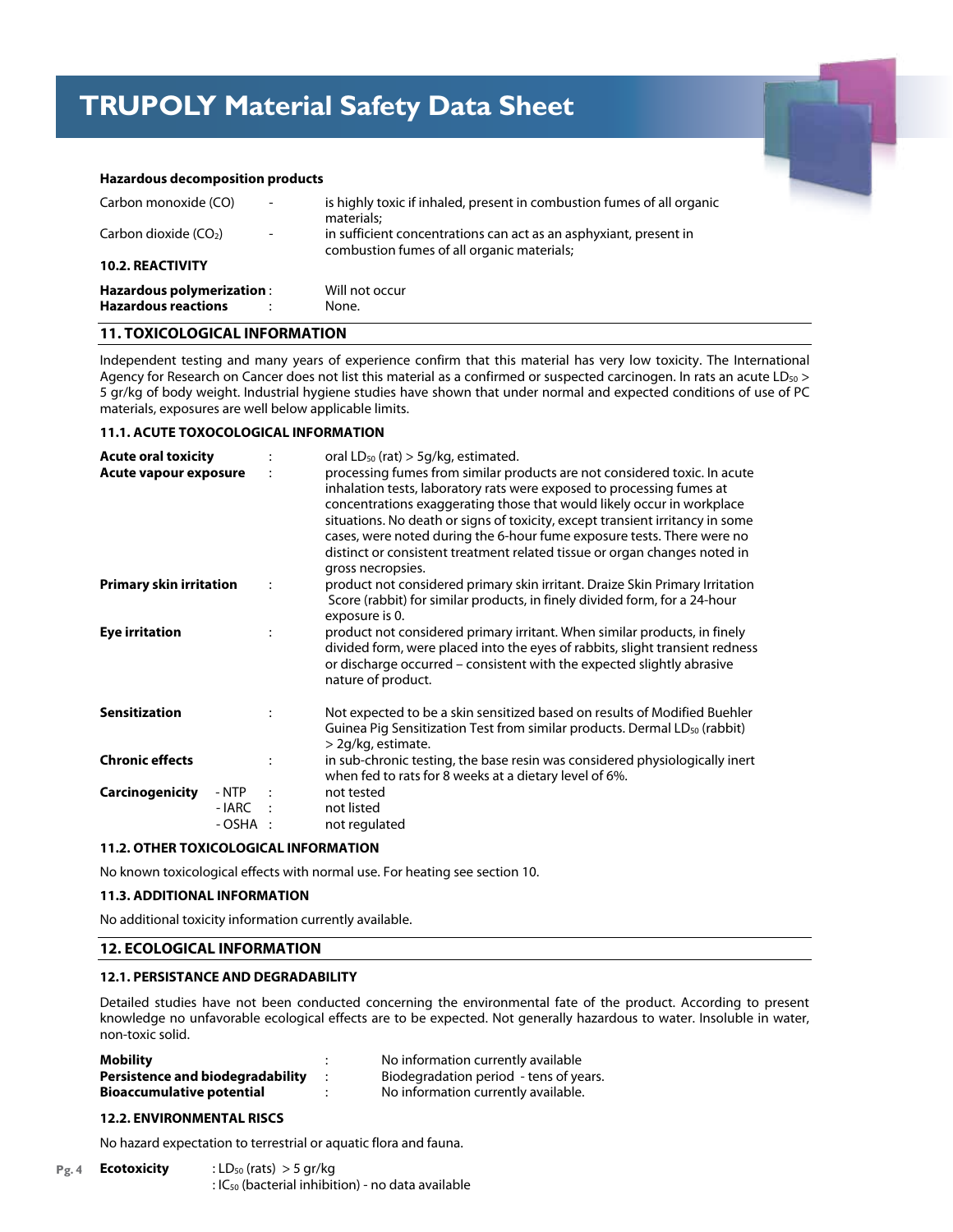**Hazardous decomposition products**

| | | |
|---|---|---|
| Carbon monoxide (CO) | - | is highly toxic if inhaled, present in combustion fumes of all organic materials; |
| Carbon dioxide ($CO_2$) | - | in sufficient concentrations can act as an asphyxiant, present in combustion fumes of all organic materials; |

**10.2. REACTIVITY**

| | | |
|---|---|---|
| **Hazardous polymerization** | : | Will not occur |
| **Hazardous reactions** | : | None. |

## 11. TOXICOLOGICAL INFORMATION

Independent testing and many years of experience confirm that this material has very low toxicity. The International Agency for Research on Cancer does not list this material as a confirmed or suspected carcinogen. In rats an acute $LD_{50}$ > 5 gr/kg of body weight. Industrial hygiene studies have shown that under normal and expected conditions of use of PC materials, exposures are well below applicable limits.

### 11.1. ACUTE TOXOCOLOGICAL INFORMATION

| | | |
|---|---|---|
| **Acute oral toxicity** | : | oral $LD_{50}$ (rat) > 5g/kg, estimated. |
| **Acute vapour exposure** | : | processing fumes from similar products are not considered toxic. In acute inhalation tests, laboratory rats were exposed to processing fumes at concentrations exaggerating those that would likely occur in workplace situations. No death or signs of toxicity, except transient irritancy in some cases, were noted during the 6-hour fume exposure tests. There were no distinct or consistent treatment related tissue or organ changes noted in gross necropsies. |
| **Primary skin irritation** | : | product not considered primary skin irritant. Draize Skin Primary Irritation Score (rabbit) for similar products, in finely divided form, for a 24-hour exposure is 0. |
| **Eye irritation** | : | product not considered primary irritant. When similar products, in finely divided form, were placed into the eyes of rabbits, slight transient redness or discharge occurred – consistent with the expected slightly abrasive nature of product. |
| **Sensitization** | : | Not expected to be a skin sensitized based on results of Modified Buehler Guinea Pig Sensitization Test from similar products. Dermal $LD_{50}$ (rabbit) > 2g/kg, estimate. |
| **Chronic effects** | : | in sub-chronic testing, the base resin was considered physiologically inert when fed to rats for 8 weeks at a dietary level of 6%. |
| **Carcinogenicity** - NTP | : | not tested |
| - IARC | : | not listed |
| - OSHA | : | not regulated |

### 11.2. OTHER TOXICOLOGICAL INFORMATION

No known toxicological effects with normal use. For heating see section 10.

### 11.3. ADDITIONAL INFORMATION

No additional toxicity information currently available.

## 12. ECOLOGICAL INFORMATION

### 12.1. PERSISTANCE AND DEGRADABILITY

Detailed studies have not been conducted concerning the environmental fate of the product. According to present knowledge no unfavorable ecological effects are to be expected. Not generally hazardous to water. Insoluble in water, non-toxic solid.

| | | |
|---|---|---|
| **Mobility** | : | No information currently available |
| **Persistence and biodegradability** | : | Biodegradation period - tens of years. |
| **Bioaccumulative potential** | : | No information currently available. |

### 12.2. ENVIRONMENTAL RISCS

No hazard expectation to terrestrial or aquatic flora and fauna.

**Ecotoxicity** : $LD_{50}$ (rats) > 5 gr/kg
: $IC_{50}$ (bacterial inhibition) - no data available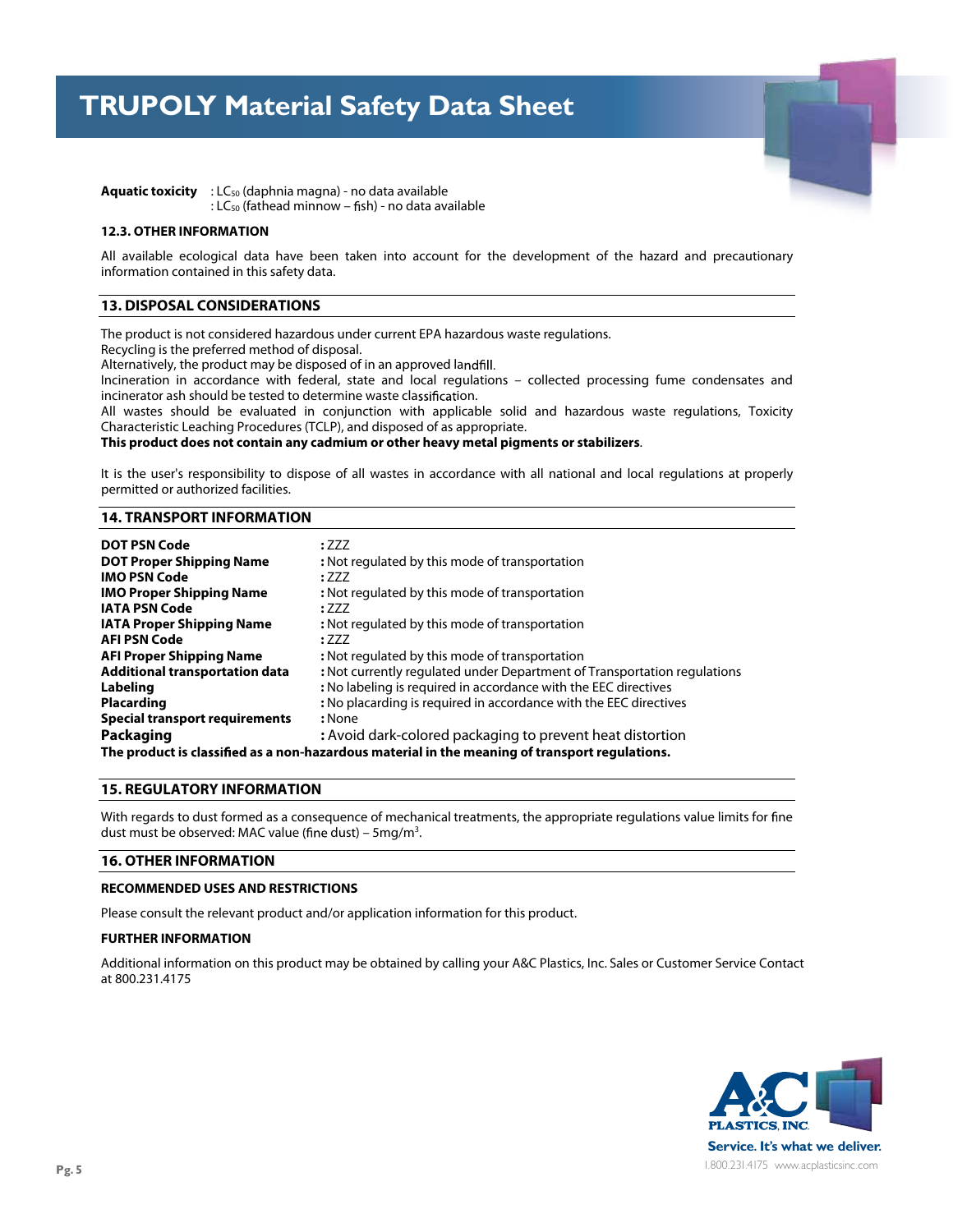**Aquatic toxicity** : $LC_{50}$ (daphnia magna) - no data available
: $LC_{50}$ (fathead minnow – fish) - no data available

### 12.3. OTHER INFORMATION

All available ecological data have been taken into account for the development of the hazard and precautionary information contained in this safety data.

## 13. DISPOSAL CONSIDERATIONS

The product is not considered hazardous under current EPA hazardous waste regulations.
Recycling is the preferred method of disposal.
Alternatively, the product may be disposed of in an approved landfill.
Incineration in accordance with federal, state and local regulations – collected processing fume condensates and incinerator ash should be tested to determine waste classification.
All wastes should be evaluated in conjunction with applicable solid and hazardous waste regulations, Toxicity Characteristic Leaching Procedures (TCLP), and disposed of as appropriate.
**This product does not contain any cadmium or other heavy metal pigments or stabilizers**.

It is the user's responsibility to dispose of all wastes in accordance with all national and local regulations at properly permitted or authorized facilities.

## 14. TRANSPORT INFORMATION

| | |
|---|---|
| **DOT PSN Code** | **:** ZZZ |
| **DOT Proper Shipping Name** | **:** Not regulated by this mode of transportation |
| **IMO PSN Code** | **:** ZZZ |
| **IMO Proper Shipping Name** | **:** Not regulated by this mode of transportation |
| **IATA PSN Code** | **:** ZZZ |
| **IATA Proper Shipping Name** | **:** Not regulated by this mode of transportation |
| **AFI PSN Code** | **:** ZZZ |
| **AFI Proper Shipping Name** | **:** Not regulated by this mode of transportation |
| **Additional transportation data** | **:** Not currently regulated under Department of Transportation regulations |
| **Labeling** | **:** No labeling is required in accordance with the EEC directives |
| **Placarding** | **:** No placarding is required in accordance with the EEC directives |
| **Special transport requirements** | **:** None |
| **Packaging** | **:** Avoid dark-colored packaging to prevent heat distortion |

**The product is classified as a non-hazardous material in the meaning of transport regulations.**

## 15. REGULATORY INFORMATION

With regards to dust formed as a consequence of mechanical treatments, the appropriate regulations value limits for fine dust must be observed: MAC value (fine dust) – 5mg/m$^3$.

## 16. OTHER INFORMATION

### RECOMMENDED USES AND RESTRICTIONS

Please consult the relevant product and/or application information for this product.

### FURTHER INFORMATION

Additional information on this product may be obtained by calling your A&C Plastics, Inc. Sales or Customer Service Contact at 800.231.4175